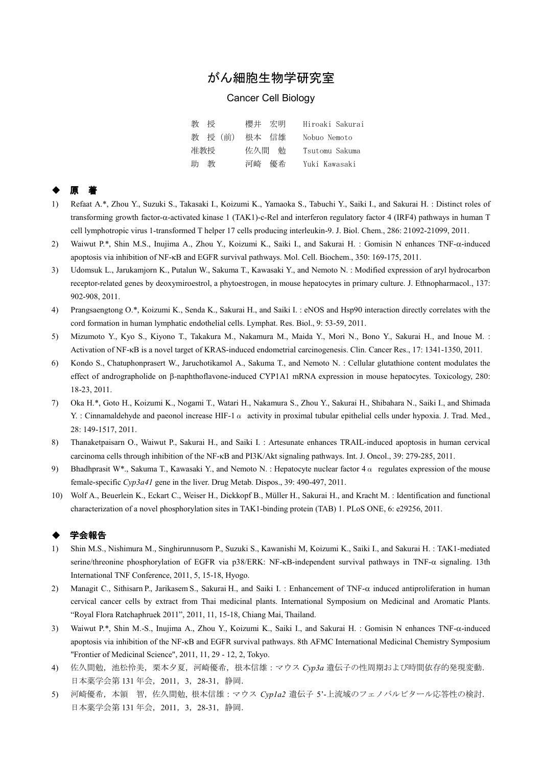# がん細胞生物学研究室

## Cancer Cell Biology

| | | |
|---|---|---|
| 教　授 | 櫻井　宏明 | Hiroaki Sakurai |
| 教　授（前） | 根本　信雄 | Nobuo Nemoto |
| 准教授 | 佐久間　勉 | Tsutomu Sakuma |
| 助　教 | 河崎　優希 | Yuki Kawasaki |

## ◆ 原　著

1) Refaat A.*, Zhou Y., Suzuki S., Takasaki I., Koizumi K., Yamaoka S., Tabuchi Y., Saiki I., and Sakurai H. : Distinct roles of transforming growth factor-α-activated kinase 1 (TAK1)-c-Rel and interferon regulatory factor 4 (IRF4) pathways in human T cell lymphotropic virus 1-transformed T helper 17 cells producing interleukin-9. J. Biol. Chem., 286: 21092-21099, 2011.
2) Waiwut P.*, Shin M.S., Inujima A., Zhou Y., Koizumi K., Saiki I., and Sakurai H. : Gomisin N enhances TNF-α-induced apoptosis via inhibition of NF-κB and EGFR survival pathways. Mol. Cell. Biochem., 350: 169-175, 2011.
3) Udomsuk L., Jarukamjorn K., Putalun W., Sakuma T., Kawasaki Y., and Nemoto N. : Modified expression of aryl hydrocarbon receptor-related genes by deoxymiroestrol, a phytoestrogen, in mouse hepatocytes in primary culture. J. Ethnopharmacol., 137: 902-908, 2011.
4) Prangsaengtong O.*, Koizumi K., Senda K., Sakurai H., and Saiki I. : eNOS and Hsp90 interaction directly correlates with the cord formation in human lymphatic endothelial cells. Lymphat. Res. Biol., 9: 53-59, 2011.
5) Mizumoto Y., Kyo S., Kiyono T., Takakura M., Nakamura M., Maida Y., Mori N., Bono Y., Sakurai H., and Inoue M. : Activation of NF-κB is a novel target of KRAS-induced endometrial carcinogenesis. Clin. Cancer Res., 17: 1341-1350, 2011.
6) Kondo S., Chatuphonprasert W., Jaruchotikamol A., Sakuma T., and Nemoto N. : Cellular glutathione content modulates the effect of andrographolide on β-naphthoflavone-induced CYP1A1 mRNA expression in mouse hepatocytes. Toxicology, 280: 18-23, 2011.
7) Oka H.*, Goto H., Koizumi K., Nogami T., Watari H., Nakamura S., Zhou Y., Sakurai H., Shibahara N., Saiki I., and Shimada Y. : Cinnamaldehyde and paeonol increase HIF-1α activity in proximal tubular epithelial cells under hypoxia. J. Trad. Med., 28: 149-1517, 2011.
8) Thanaketpaisarn O., Waiwut P., Sakurai H., and Saiki I. : Artesunate enhances TRAIL-induced apoptosis in human cervical carcinoma cells through inhibition of the NF-κB and PI3K/Akt signaling pathways. Int. J. Oncol., 39: 279-285, 2011.
9) Bhadhprasit W*., Sakuma T., Kawasaki Y., and Nemoto N. : Hepatocyte nuclear factor 4α regulates expression of the mouse female-specific *Cyp3a41* gene in the liver. Drug Metab. Dispos., 39: 490-497, 2011.
10) Wolf A., Beuerlein K., Eckart C., Weiser H., Dickkopf B., Müller H., Sakurai H., and Kracht M. : Identification and functional characterization of a novel phosphorylation sites in TAK1-binding protein (TAB) 1. PLoS ONE, 6: e29256, 2011.

## ◆ 学会報告

1) Shin M.S., Nishimura M., Singhirunnusorn P., Suzuki S., Kawanishi M, Koizumi K., Saiki I., and Sakurai H. : TAK1-mediated serine/threonine phosphorylation of EGFR via p38/ERK: NF-κB-independent survival pathways in TNF-α signaling. 13th International TNF Conference, 2011, 5, 15-18, Hyogo.
2) Managit C., Sithisarn P., Jarikasem S., Sakurai H., and Saiki I. : Enhancement of TNF-α induced antiproliferation in human cervical cancer cells by extract from Thai medicinal plants. International Symposium on Medicinal and Aromatic Plants. "Royal Flora Ratchaphruek 2011", 2011, 11, 15-18, Chiang Mai, Thailand.
3) Waiwut P.*, Shin M.-S., Inujima A., Zhou Y., Koizumi K., Saiki I., and Sakurai H. : Gomisin N enhances TNF-α-induced apoptosis via inhibition of the NF-κB and EGFR survival pathways. 8th AFMC International Medicinal Chemistry Symposium "Frontier of Medicinal Science", 2011, 11, 29 - 12, 2, Tokyo.
4) 佐久間勉，池松怜美，栗本夕夏，河崎優希，根本信雄：マウス *Cyp3a* 遺伝子の性周期および時間依存的発現変動. 日本薬学会第 131 年会，2011，3，28-31，静岡.
5) 河崎優希，本領　智，佐久間勉, 根本信雄：マウス *Cyp1a2* 遺伝子 5'-上流域のフェノバルビタール応答性の検討. 日本薬学会第 131 年会，2011，3，28-31，静岡.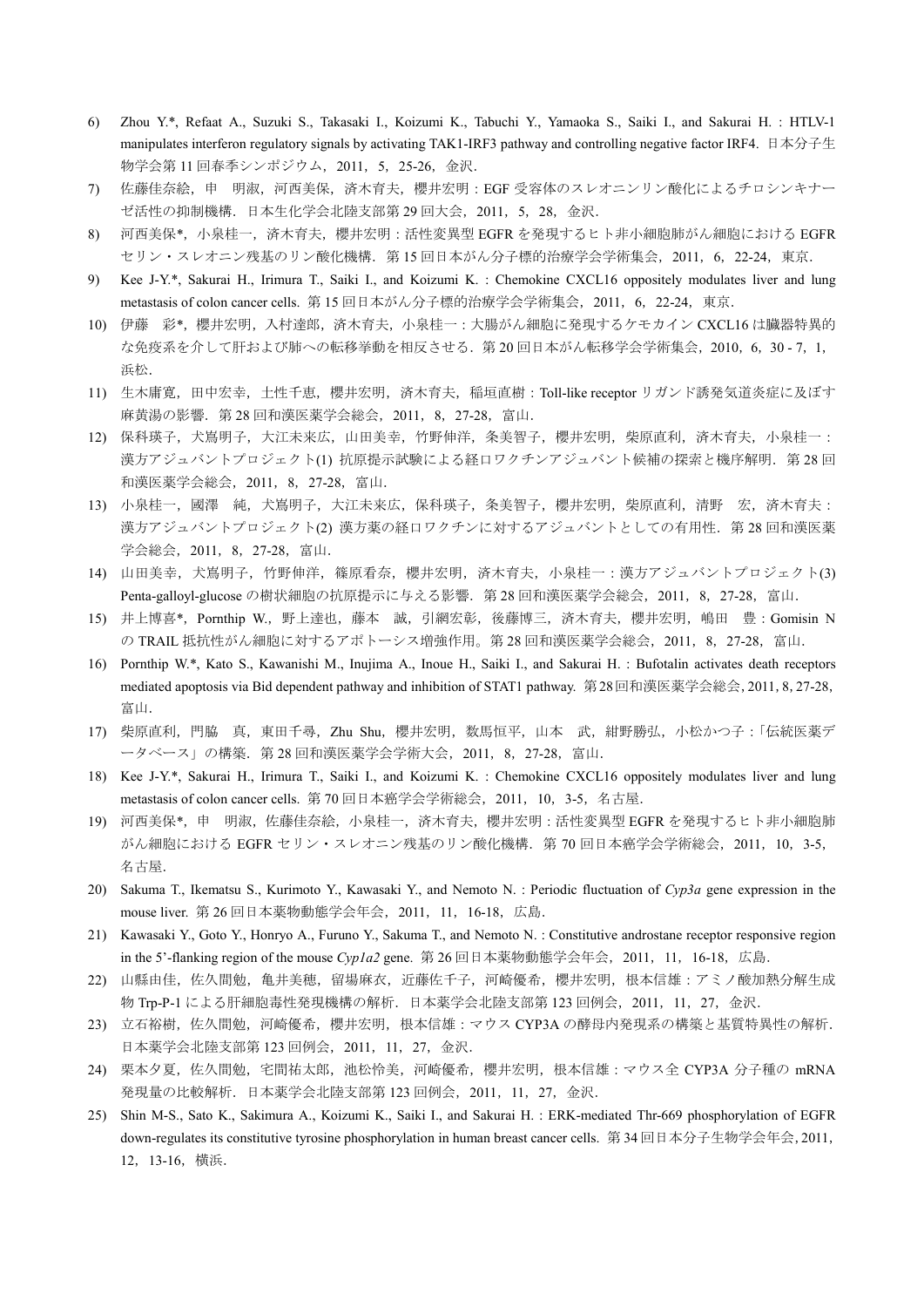6) Zhou Y.*, Refaat A., Suzuki S., Takasaki I., Koizumi K., Tabuchi Y., Yamaoka S., Saiki I., and Sakurai H. : HTLV-1 manipulates interferon regulatory signals by activating TAK1-IRF3 pathway and controlling negative factor IRF4. 日本分子生物学会第 11 回春季シンポジウム，2011，5，25-26，金沢.

7) 佐藤佳奈絵，申　明淑，河西美保，済木育夫，櫻井宏明：EGF 受容体のスレオニンリン酸化によるチロシンキナーゼ活性の抑制機構．日本生化学会北陸支部第 29 回大会，2011，5，28，金沢.

8) 河西美保*，小泉桂一，済木育夫，櫻井宏明：活性変異型 EGFR を発現するヒト非小細胞肺がん細胞における EGFR セリン・スレオニン残基のリン酸化機構．第 15 回日本がん分子標的治療学会学術集会，2011，6，22-24，東京.

9) Kee J-Y.*, Sakurai H., Irimura T., Saiki I., and Koizumi K. : Chemokine CXCL16 oppositely modulates liver and lung metastasis of colon cancer cells. 第 15 回日本がん分子標的治療学会学術集会，2011，6，22-24，東京.

10) 伊藤　彩*，櫻井宏明，入村達郎，済木育夫，小泉桂一：大腸がん細胞に発現するケモカイン CXCL16 は臓器特異的な免疫系を介して肝および肺への転移挙動を相反させる．第 20 回日本がん転移学会学術集会，2010，6，30 - 7，1，浜松.

11) 生木庸寛，田中宏幸，土性千恵，櫻井宏明，済木育夫，稲垣直樹：Toll-like receptor リガンド誘発気道炎症に及ぼす麻黄湯の影響．第 28 回和漢医薬学会総会，2011，8，27-28，富山.

12) 保科瑛子，犬嶌明子，大江未来広，山田美幸，竹野伸洋，条美智子，櫻井宏明，柴原直利，済木育夫，小泉桂一：漢方アジュバントプロジェクト(1) 抗原提示試験による経口ワクチンアジュバント候補の探索と機序解明．第 28 回和漢医薬学会総会，2011，8，27-28，富山.

13) 小泉桂一，國澤　純，犬嶌明子，大江未来広，保科瑛子，条美智子，櫻井宏明，柴原直利，清野　宏，済木育夫：漢方アジュバントプロジェクト(2) 漢方薬の経口ワクチンに対するアジュバントとしての有用性．第 28 回和漢医薬学会総会，2011，8，27-28，富山.

14) 山田美幸，犬嶌明子，竹野伸洋，篠原看奈，櫻井宏明，済木育夫，小泉桂一：漢方アジュバントプロジェクト(3) Penta-galloyl-glucose の樹状細胞の抗原提示に与える影響．第 28 回和漢医薬学会総会，2011，8，27-28，富山.

15) 井上博喜*，Pornthip W.，野上達也，藤本　誠，引網宏彰，後藤博三，済木育夫，櫻井宏明，嶋田　豊：Gomisin N の TRAIL 抵抗性がん細胞に対するアポトーシス増強作用。第 28 回和漢医薬学会総会，2011，8，27-28，富山.

16) Pornthip W.*, Kato S., Kawanishi M., Inujima A., Inoue H., Saiki I., and Sakurai H. : Bufotalin activates death receptors mediated apoptosis via Bid dependent pathway and inhibition of STAT1 pathway. 第 28 回和漢医薬学会総会，2011，8，27-28，富山.

17) 柴原直利，門脇　真，東田千尋，Zhu Shu，櫻井宏明，数馬恒平，山本　武，紺野勝弘，小松かつ子：「伝統医薬データベース」の構築．第 28 回和漢医薬学会学術大会，2011，8，27-28，富山.

18) Kee J-Y.*, Sakurai H., Irimura T., Saiki I., and Koizumi K. : Chemokine CXCL16 oppositely modulates liver and lung metastasis of colon cancer cells. 第 70 回日本癌学会学術総会，2011，10，3-5，名古屋.

19) 河西美保*，申　明淑，佐藤佳奈絵，小泉桂一，済木育夫，櫻井宏明：活性変異型 EGFR を発現するヒト非小細胞肺がん細胞における EGFR セリン・スレオニン残基のリン酸化機構．第 70 回日本癌学会学術総会，2011，10，3-5，名古屋.

20) Sakuma T., Ikematsu S., Kurimoto Y., Kawasaki Y., and Nemoto N. : Periodic fluctuation of *Cyp3a* gene expression in the mouse liver. 第 26 回日本薬物動態学会年会，2011，11，16-18，広島.

21) Kawasaki Y., Goto Y., Honryo A., Furuno Y., Sakuma T., and Nemoto N. : Constitutive androstane receptor responsive region in the 5'-flanking region of the mouse *Cyp1a2* gene. 第 26 回日本薬物動態学会年会，2011，11，16-18，広島.

22) 山縣由佳，佐久間勉，亀井美穂，留場麻衣，近藤佐千子，河崎優希，櫻井宏明，根本信雄：アミノ酸加熱分解生成物 Trp-P-1 による肝細胞毒性発現機構の解析．日本薬学会北陸支部第 123 回例会，2011，11，27，金沢.

23) 立石裕樹，佐久間勉，河崎優希，櫻井宏明，根本信雄：マウス CYP3A の酵母内発現系の構築と基質特異性の解析．日本薬学会北陸支部第 123 回例会，2011，11，27，金沢.

24) 栗本夕夏，佐久間勉，宅間祐太郎，池松怜美，河崎優希，櫻井宏明，根本信雄：マウス全 CYP3A 分子種の mRNA 発現量の比較解析．日本薬学会北陸支部第 123 回例会，2011，11，27，金沢.

25) Shin M-S., Sato K., Sakimura A., Koizumi K., Saiki I., and Sakurai H. : ERK-mediated Thr-669 phosphorylation of EGFR down-regulates its constitutive tyrosine phosphorylation in human breast cancer cells. 第 34 回日本分子生物学会年会，2011，12，13-16，横浜.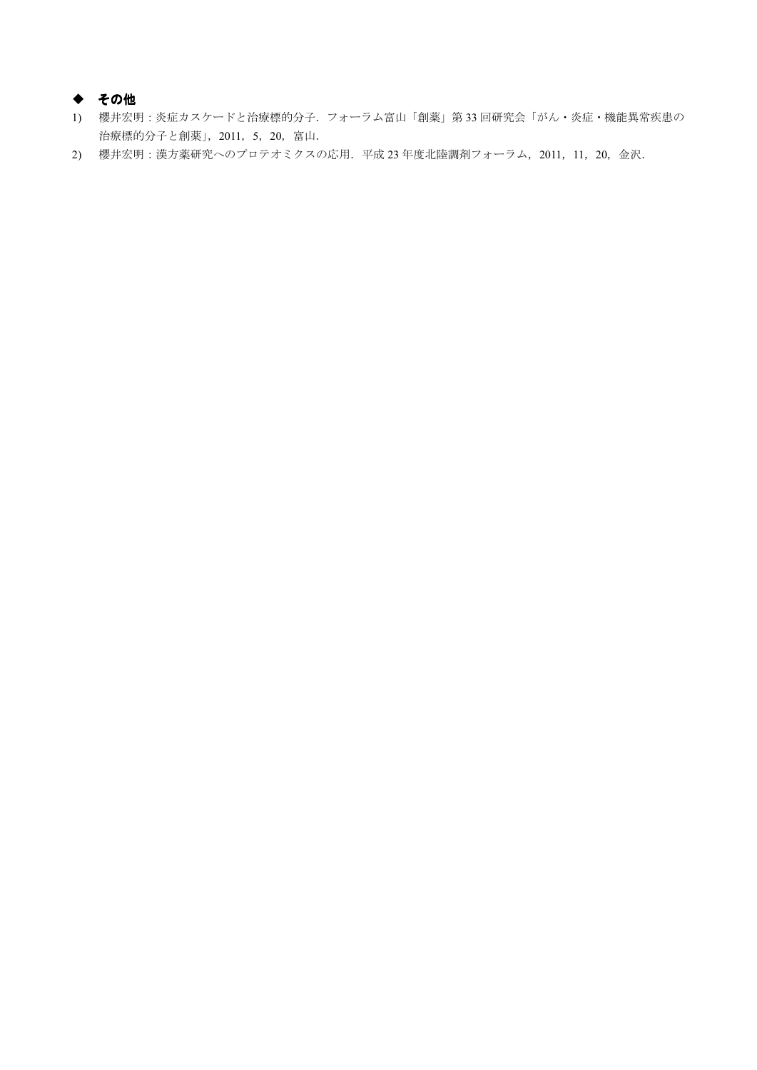### ◆ その他

1) 櫻井宏明：炎症カスケードと治療標的分子．フォーラム富山「創薬」第 33 回研究会「がん・炎症・機能異常疾患の治療標的分子と創薬」，2011，5，20，富山．
2) 櫻井宏明：漢方薬研究へのプロテオミクスの応用．平成 23 年度北陸調剤フォーラム，2011，11，20，金沢．